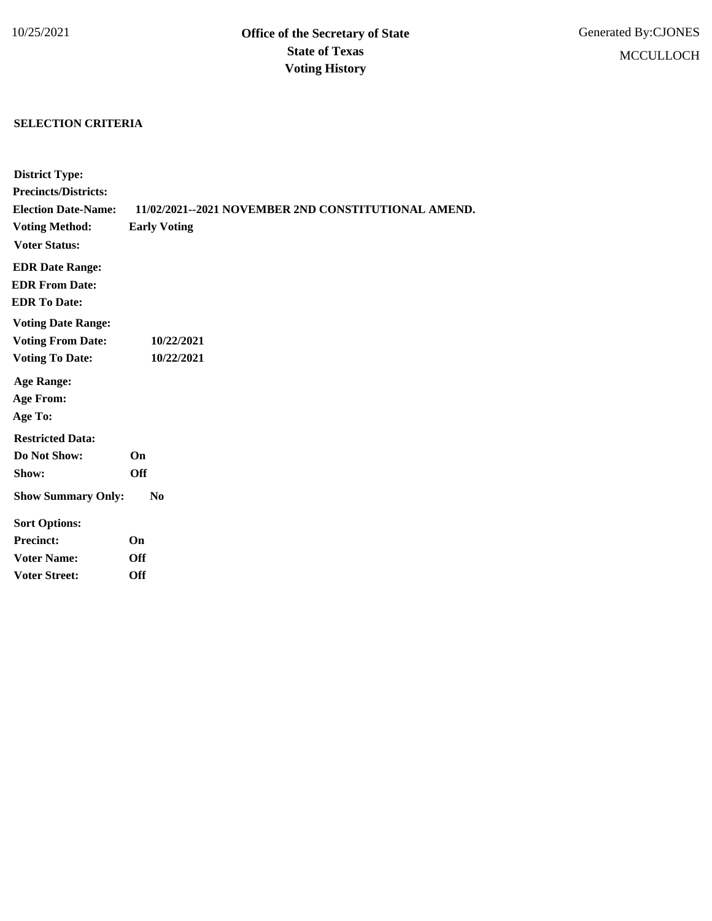10/25/2021

**Office of the Secretary of State**
**State of Texas**
**Voting History**

Generated By:CJONES
MCCULLOCH

## SELECTION CRITERIA

**District Type:**
**Precincts/Districts:**
**Election Date-Name:** **11/02/2021--2021 NOVEMBER 2ND CONSTITUTIONAL AMEND.**
**Voting Method:** **Early Voting**
**Voter Status:**

**EDR Date Range:**
**EDR From Date:**
**EDR To Date:**

**Voting Date Range:**
**Voting From Date:** **10/22/2021**
**Voting To Date:** **10/22/2021**

**Age Range:**
**Age From:**
**Age To:**

**Restricted Data:**
**Do Not Show:** **On**
**Show:** **Off**

**Show Summary Only:** **No**

**Sort Options:**
**Precinct:** **On**
**Voter Name:** **Off**
**Voter Street:** **Off**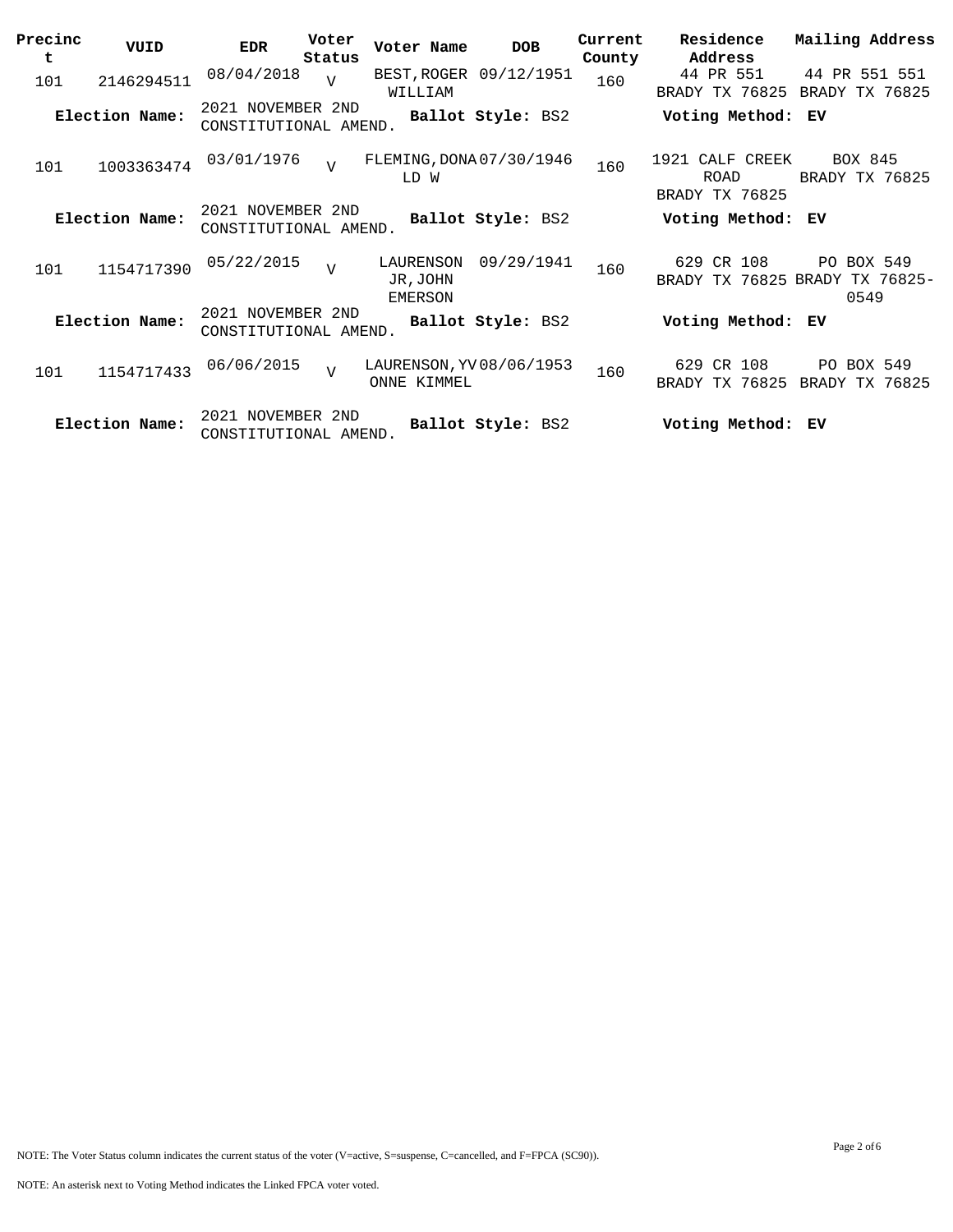| Precinct | VUID | EDR | Voter Status | Voter Name | DOB | Current County | Residence Address | Mailing Address |
|---|---|---|---|---|---|---|---|---|
| 101 | 2146294511 | 08/04/2018 | V | BEST,ROGER WILLIAM | 09/12/1951 | 160 | 44 PR 551 BRADY TX 76825 | 44 PR 551 551 BRADY TX 76825 |
| **Election Name:** | | 2021 NOVEMBER 2ND CONSTITUTIONAL AMEND. | | **Ballot Style:** BS2 | | | **Voting Method:** | **EV** |
| 101 | 1003363474 | 03/01/1976 | V | FLEMING,DONALD W | 07/30/1946 | 160 | 1921 CALF CREEK ROAD BRADY TX 76825 | BOX 845 BRADY TX 76825 |
| **Election Name:** | | 2021 NOVEMBER 2ND CONSTITUTIONAL AMEND. | | **Ballot Style:** BS2 | | | **Voting Method:** | **EV** |
| 101 | 1154717390 | 05/22/2015 | V | LAURENSON JR,JOHN EMERSON | 09/29/1941 | 160 | 629 CR 108 BRADY TX 76825 | PO BOX 549 BRADY TX 76825-0549 |
| **Election Name:** | | 2021 NOVEMBER 2ND CONSTITUTIONAL AMEND. | | **Ballot Style:** BS2 | | | **Voting Method:** | **EV** |
| 101 | 1154717433 | 06/06/2015 | V | LAURENSON,YVONNE KIMMEL | 08/06/1953 | 160 | 629 CR 108 BRADY TX 76825 | PO BOX 549 BRADY TX 76825 |
| **Election Name:** | | 2021 NOVEMBER 2ND CONSTITUTIONAL AMEND. | | **Ballot Style:** BS2 | | | **Voting Method:** | **EV** |

NOTE: The Voter Status column indicates the current status of the voter (V=active, S=suspense, C=cancelled, and F=FPCA (SC90)).

NOTE: An asterisk next to Voting Method indicates the Linked FPCA voter voted.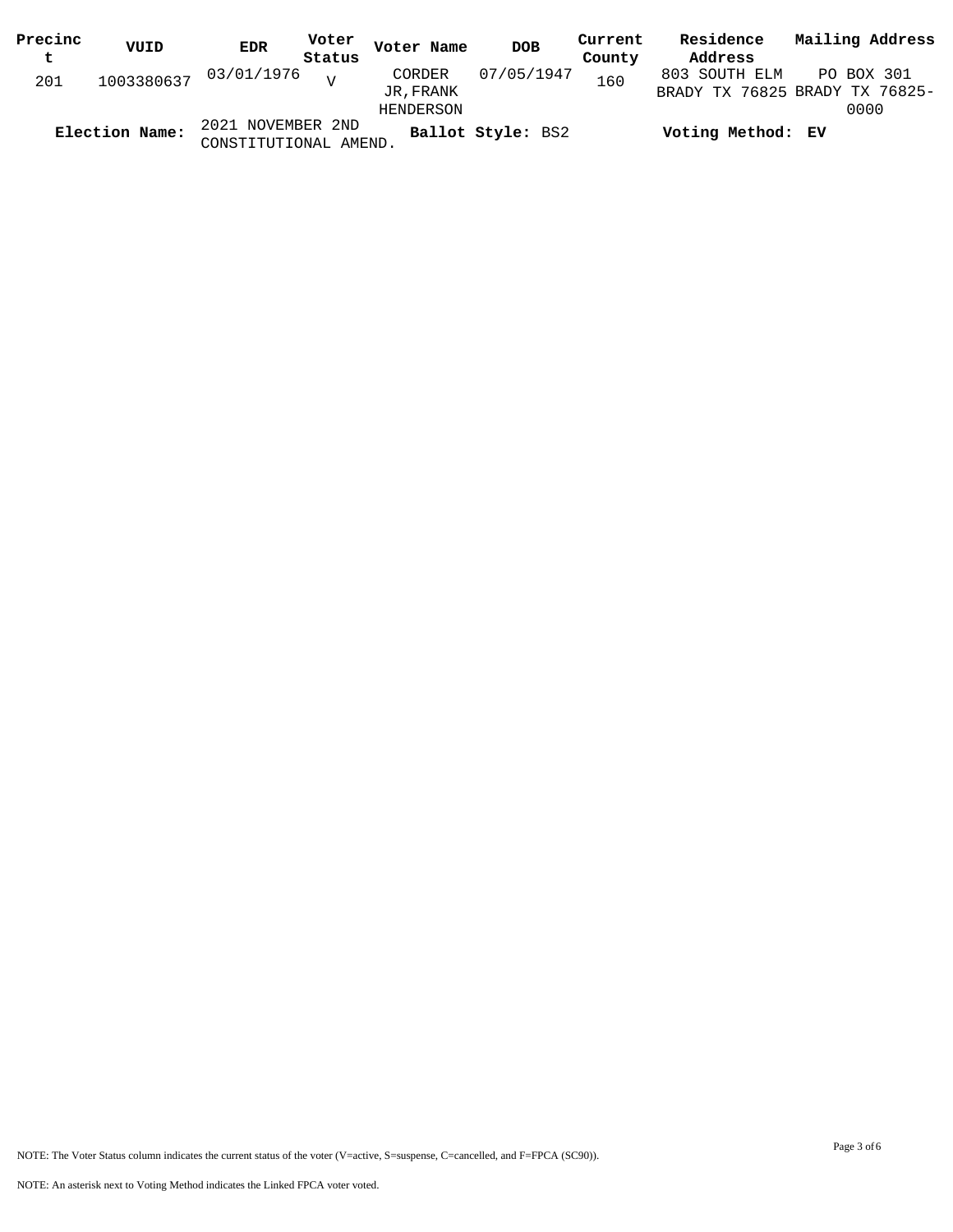| Precinct | VUID | EDR | Voter Status | Voter Name | DOB | Current County | Residence Address | Mailing Address |
|---|---|---|---|---|---|---|---|---|
| 201 | 1003380637 | 03/01/1976 | V | CORDER JR,FRANK HENDERSON | 07/05/1947 | 160 | 803 SOUTH ELM BRADY TX 76825 | PO BOX 301 BRADY TX 76825-0000 |

**Election Name:** 2021 NOVEMBER 2ND CONSTITUTIONAL AMEND. **Ballot Style:** BS2 **Voting Method:** **EV**

NOTE: The Voter Status column indicates the current status of the voter (V=active, S=suspense, C=cancelled, and F=FPCA (SC90)).

NOTE: An asterisk next to Voting Method indicates the Linked FPCA voter voted.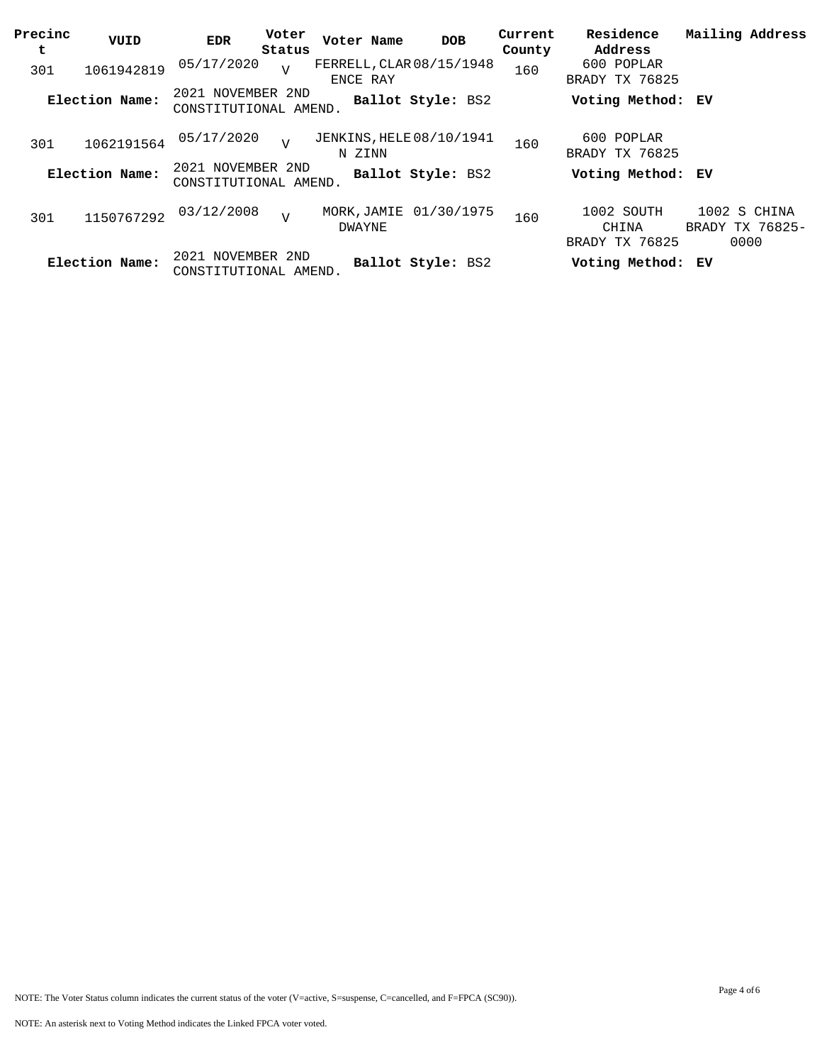| Precinct | VUID | EDR | Voter Status | Voter Name | DOB | Current County | Residence Address | Mailing Address |
|---|---|---|---|---|---|---|---|---|
| 301 | 1061942819 | 05/17/2020 | V | FERRELL, CLARENCE RAY | 08/15/1948 | 160 | 600 POPLAR BRADY TX 76825 | |
| **Election Name:** | | 2021 NOVEMBER 2ND CONSTITUTIONAL AMEND. | | **Ballot Style:** BS2 | | | **Voting Method:** EV | |
| 301 | 1062191564 | 05/17/2020 | V | JENKINS, HELEN ZINN | 08/10/1941 | 160 | 600 POPLAR BRADY TX 76825 | |
| **Election Name:** | | 2021 NOVEMBER 2ND CONSTITUTIONAL AMEND. | | **Ballot Style:** BS2 | | | **Voting Method:** EV | |
| 301 | 1150767292 | 03/12/2008 | V | MORK, JAMIE DWAYNE | 01/30/1975 | 160 | 1002 SOUTH CHINA BRADY TX 76825 | 1002 S CHINA BRADY TX 76825-0000 |
| **Election Name:** | | 2021 NOVEMBER 2ND CONSTITUTIONAL AMEND. | | **Ballot Style:** BS2 | | | **Voting Method:** EV | |

NOTE: The Voter Status column indicates the current status of the voter (V=active, S=suspense, C=cancelled, and F=FPCA (SC90)).

NOTE: An asterisk next to Voting Method indicates the Linked FPCA voter voted.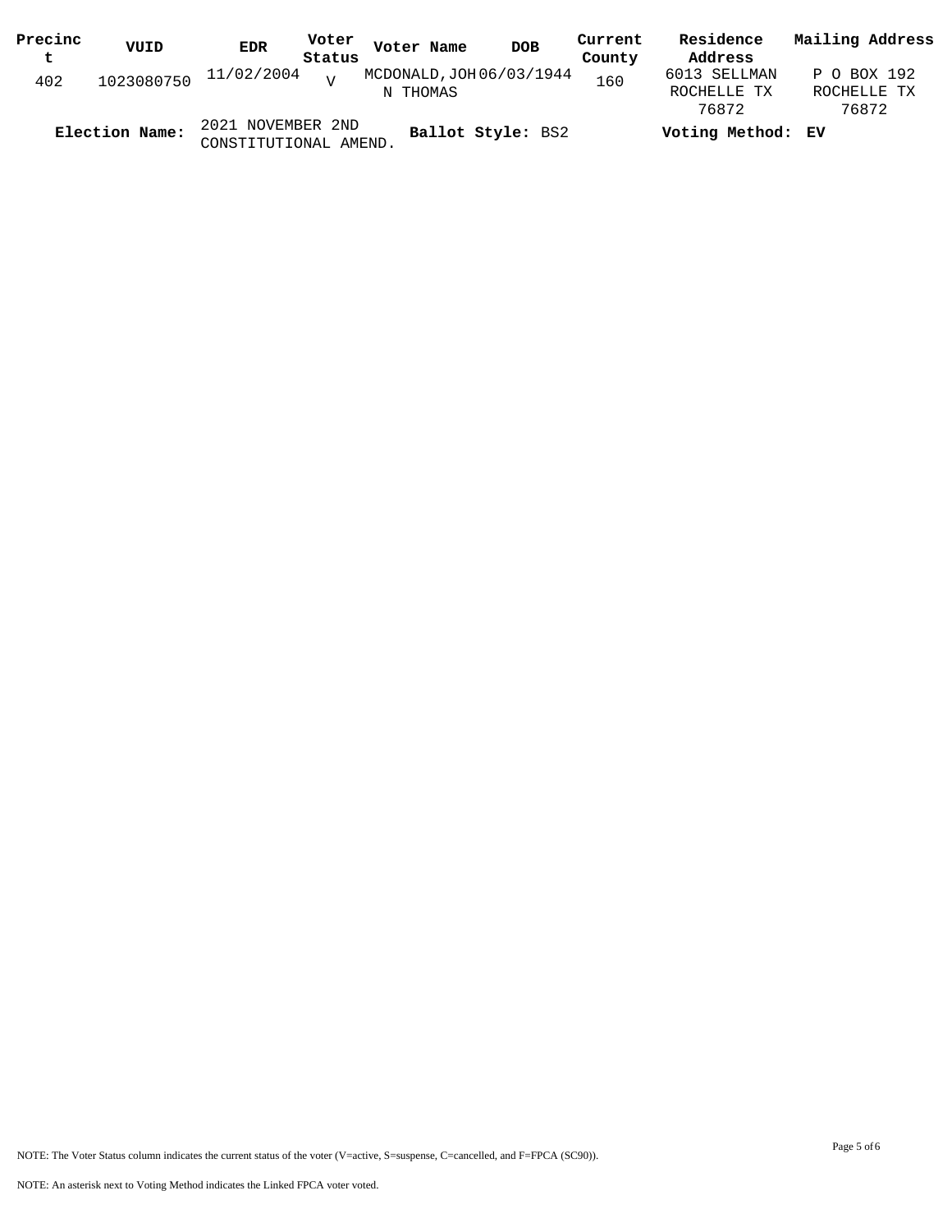| Precinct | VUID | EDR | Voter Status | Voter Name | DOB | Current County | Residence Address | Mailing Address |
|---|---|---|---|---|---|---|---|---|
| 402 | 1023080750 | 11/02/2004 | V | MCDONALD,JOHN THOMAS | 06/03/1944 | 160 | 6013 SELLMAN ROCHELLE TX 76872 | P O BOX 192 ROCHELLE TX 76872 |

**Election Name:** 2021 NOVEMBER 2ND CONSTITUTIONAL AMEND. **Ballot Style:** BS2 **Voting Method:** EV

NOTE: The Voter Status column indicates the current status of the voter (V=active, S=suspense, C=cancelled, and F=FPCA (SC90)).

NOTE: An asterisk next to Voting Method indicates the Linked FPCA voter voted.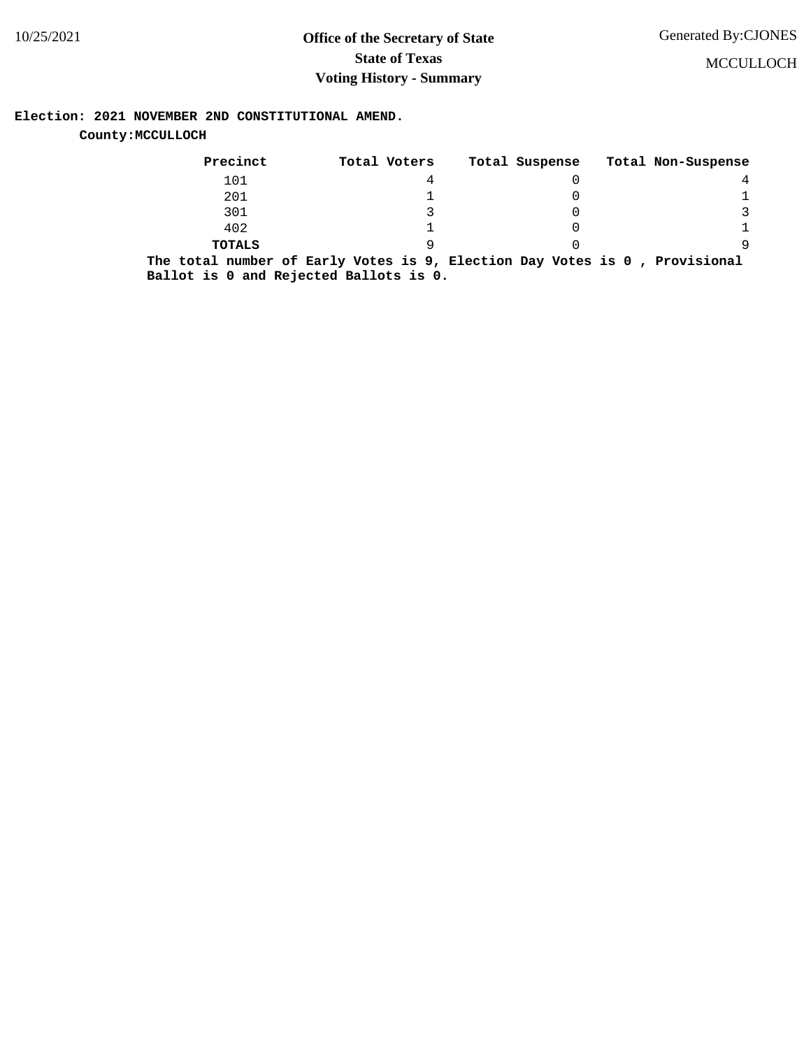**Office of the Secretary of State**

**State of Texas**

**Voting History - Summary**

10/25/2021

Generated By:CJONES

MCCULLOCH

**Election: 2021 NOVEMBER 2ND CONSTITUTIONAL AMEND.**

**County:MCCULLOCH**

| Precinct | Total Voters | Total Suspense | Total Non-Suspense |
|---|---|---|---|
| 101 | 4 | 0 | 4 |
| 201 | 1 | 0 | 1 |
| 301 | 3 | 0 | 3 |
| 402 | 1 | 0 | 1 |
| **TOTALS** | 9 | 0 | 9 |

**The total number of Early Votes is 9, Election Day Votes is 0 , Provisional Ballot is 0 and Rejected Ballots is 0.**